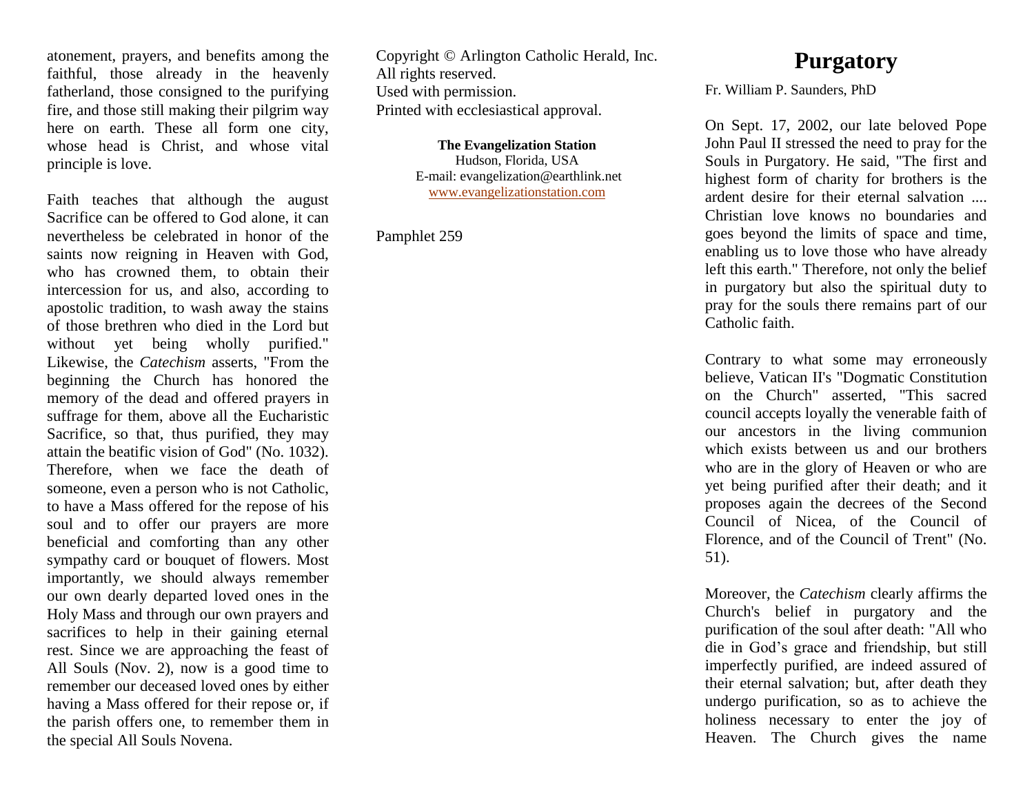atonement, prayers, and benefits among the faithful, those already in the heavenly fatherland, those consigned to the purifying fire, and those still making their pilgrim way here on earth. These all form one city, whose head is Christ, and whose vital principle is love.

Faith teaches that although the august Sacrifice can be offered to God alone, it can nevertheless be celebrated in honor of the saints now reigning in Heaven with God, who has crowned them, to obtain their intercession for us, and also, according to apostolic tradition, to wash away the stains of those brethren who died in the Lord but without yet being wholly purified." Likewise, the *Catechism* asserts, "From the beginning the Church has honored the memory of the dead and offered prayers in suffrage for them, above all the Eucharistic Sacrifice, so that, thus purified, they may attain the beatific vision of God" (No. 1032). Therefore, when we face the death of someone, even a person who is not Catholic, to have a Mass offered for the repose of his soul and to offer our prayers are more beneficial and comforting than any other sympathy card or bouquet of flowers. Most importantly, we should always remember our own dearly departed loved ones in the Holy Mass and through our own prayers and sacrifices to help in their gaining eternal rest. Since we are approaching the feast of All Souls (Nov. 2), now is a good time to remember our deceased loved ones by either having a Mass offered for their repose or, if the parish offers one, to remember them in the special All Souls Novena.

Copyright © Arlington Catholic Herald, Inc.
All rights reserved.
Used with permission.
Printed with ecclesiastical approval.

**The Evangelization Station**
Hudson, Florida, USA
E-mail: evangelization@earthlink.net
www.evangelizationstation.com

Pamphlet 259

# Purgatory

Fr. William P. Saunders, PhD

On Sept. 17, 2002, our late beloved Pope John Paul II stressed the need to pray for the Souls in Purgatory. He said, "The first and highest form of charity for brothers is the ardent desire for their eternal salvation .... Christian love knows no boundaries and goes beyond the limits of space and time, enabling us to love those who have already left this earth." Therefore, not only the belief in purgatory but also the spiritual duty to pray for the souls there remains part of our Catholic faith.

Contrary to what some may erroneously believe, Vatican II's "Dogmatic Constitution on the Church" asserted, "This sacred council accepts loyally the venerable faith of our ancestors in the living communion which exists between us and our brothers who are in the glory of Heaven or who are yet being purified after their death; and it proposes again the decrees of the Second Council of Nicea, of the Council of Florence, and of the Council of Trent" (No. 51).

Moreover, the *Catechism* clearly affirms the Church's belief in purgatory and the purification of the soul after death: "All who die in God's grace and friendship, but still imperfectly purified, are indeed assured of their eternal salvation; but, after death they undergo purification, so as to achieve the holiness necessary to enter the joy of Heaven. The Church gives the name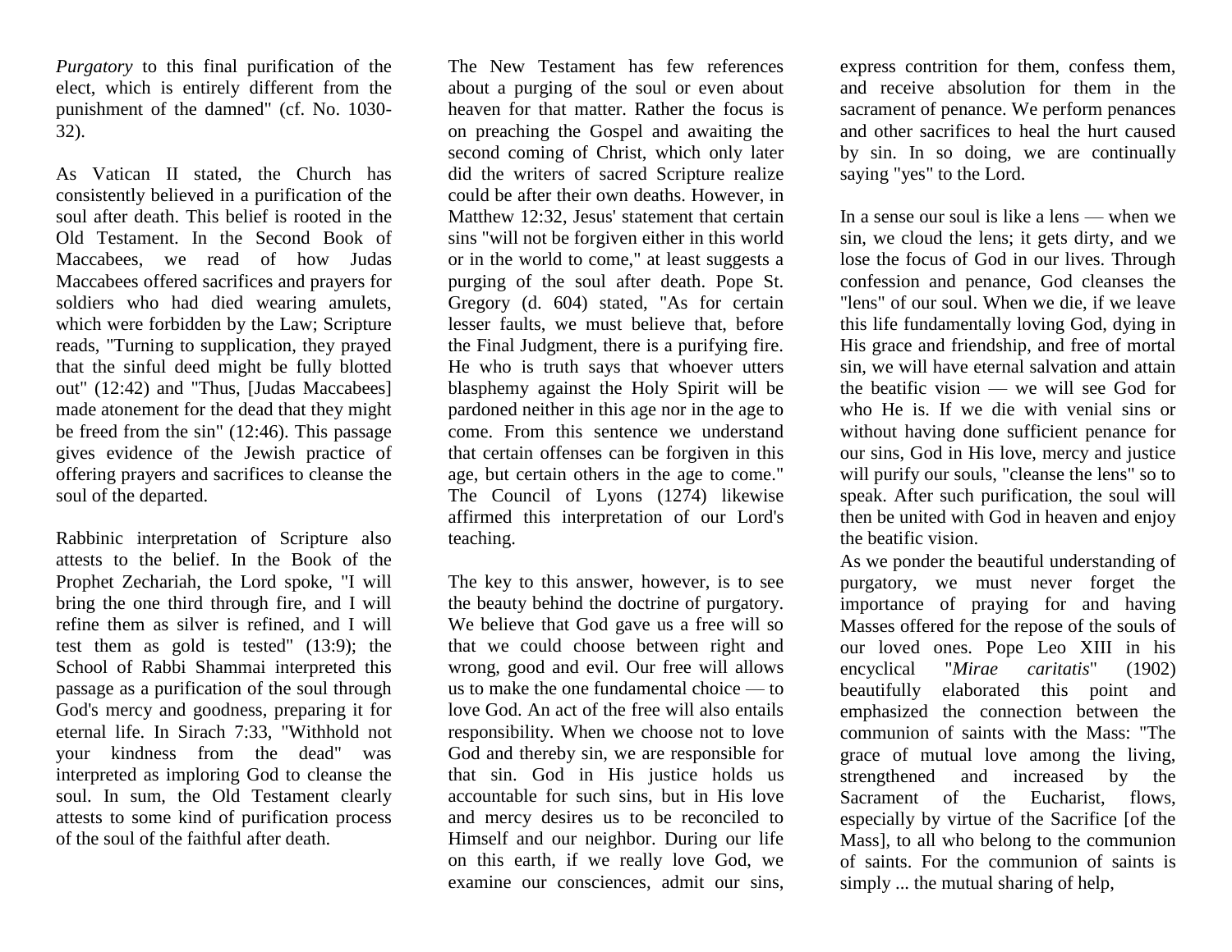*Purgatory* to this final purification of the elect, which is entirely different from the punishment of the damned" (cf. No. 1030-32).

As Vatican II stated, the Church has consistently believed in a purification of the soul after death. This belief is rooted in the Old Testament. In the Second Book of Maccabees, we read of how Judas Maccabees offered sacrifices and prayers for soldiers who had died wearing amulets, which were forbidden by the Law; Scripture reads, "Turning to supplication, they prayed that the sinful deed might be fully blotted out" (12:42) and "Thus, [Judas Maccabees] made atonement for the dead that they might be freed from the sin" (12:46). This passage gives evidence of the Jewish practice of offering prayers and sacrifices to cleanse the soul of the departed.

Rabbinic interpretation of Scripture also attests to the belief. In the Book of the Prophet Zechariah, the Lord spoke, "I will bring the one third through fire, and I will refine them as silver is refined, and I will test them as gold is tested" (13:9); the School of Rabbi Shammai interpreted this passage as a purification of the soul through God's mercy and goodness, preparing it for eternal life. In Sirach 7:33, "Withhold not your kindness from the dead" was interpreted as imploring God to cleanse the soul. In sum, the Old Testament clearly attests to some kind of purification process of the soul of the faithful after death.

The New Testament has few references about a purging of the soul or even about heaven for that matter. Rather the focus is on preaching the Gospel and awaiting the second coming of Christ, which only later did the writers of sacred Scripture realize could be after their own deaths. However, in Matthew 12:32, Jesus' statement that certain sins "will not be forgiven either in this world or in the world to come," at least suggests a purging of the soul after death. Pope St. Gregory (d. 604) stated, "As for certain lesser faults, we must believe that, before the Final Judgment, there is a purifying fire. He who is truth says that whoever utters blasphemy against the Holy Spirit will be pardoned neither in this age nor in the age to come. From this sentence we understand that certain offenses can be forgiven in this age, but certain others in the age to come." The Council of Lyons (1274) likewise affirmed this interpretation of our Lord's teaching.

The key to this answer, however, is to see the beauty behind the doctrine of purgatory. We believe that God gave us a free will so that we could choose between right and wrong, good and evil. Our free will allows us to make the one fundamental choice — to love God. An act of the free will also entails responsibility. When we choose not to love God and thereby sin, we are responsible for that sin. God in His justice holds us accountable for such sins, but in His love and mercy desires us to be reconciled to Himself and our neighbor. During our life on this earth, if we really love God, we examine our consciences, admit our sins, express contrition for them, confess them, and receive absolution for them in the sacrament of penance. We perform penances and other sacrifices to heal the hurt caused by sin. In so doing, we are continually saying "yes" to the Lord.

In a sense our soul is like a lens — when we sin, we cloud the lens; it gets dirty, and we lose the focus of God in our lives. Through confession and penance, God cleanses the "lens" of our soul. When we die, if we leave this life fundamentally loving God, dying in His grace and friendship, and free of mortal sin, we will have eternal salvation and attain the beatific vision — we will see God for who He is. If we die with venial sins or without having done sufficient penance for our sins, God in His love, mercy and justice will purify our souls, "cleanse the lens" so to speak. After such purification, the soul will then be united with God in heaven and enjoy the beatific vision.

As we ponder the beautiful understanding of purgatory, we must never forget the importance of praying for and having Masses offered for the repose of the souls of our loved ones. Pope Leo XIII in his encyclical "*Mirae caritatis*" (1902) beautifully elaborated this point and emphasized the connection between the communion of saints with the Mass: "The grace of mutual love among the living, strengthened and increased by the Sacrament of the Eucharist, flows, especially by virtue of the Sacrifice [of the Mass], to all who belong to the communion of saints. For the communion of saints is simply ... the mutual sharing of help,